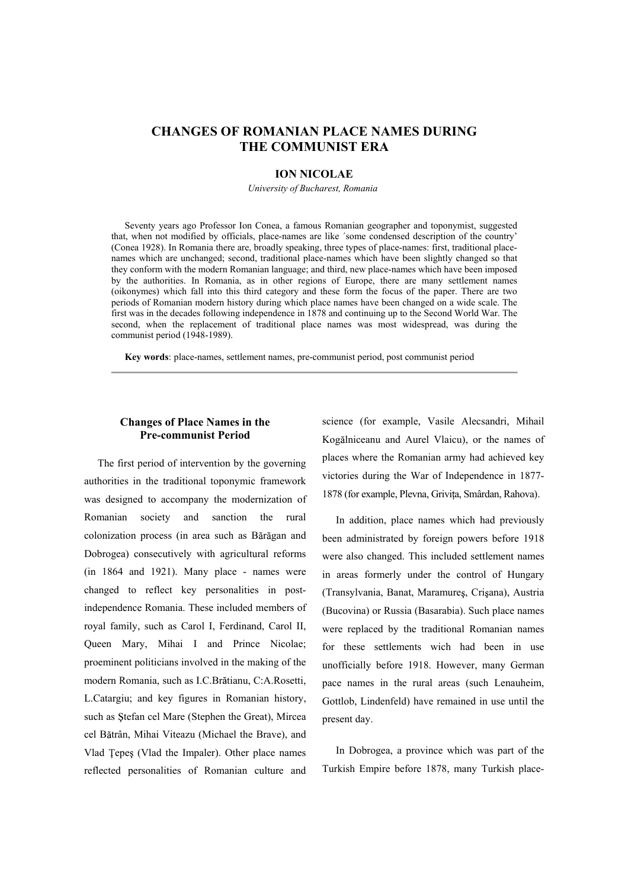# CHANGES OF ROMANIAN PLACE NAMES DURING THE COMMUNIST ERA

**ION NICOLAE**

*University of Bucharest, Romania*

Seventy years ago Professor Ion Conea, a famous Romanian geographer and toponymist, suggested that, when not modified by officials, place-names are like ´some condensed description of the country' (Conea 1928). In Romania there are, broadly speaking, three types of place-names: first, traditional place-names which are unchanged; second, traditional place-names which have been slightly changed so that they conform with the modern Romanian language; and third, new place-names which have been imposed by the authorities. In Romania, as in other regions of Europe, there are many settlement names (oikonymes) which fall into this third category and these form the focus of the paper. There are two periods of Romanian modern history during which place names have been changed on a wide scale. The first was in the decades following independence in 1878 and continuing up to the Second World War. The second, when the replacement of traditional place names was most widespread, was during the communist period (1948-1989).

**Key words**: place-names, settlement names, pre-communist period, post communist period

---

## Changes of Place Names in the Pre-communist Period

The first period of intervention by the governing authorities in the traditional toponymic framework was designed to accompany the modernization of Romanian society and sanction the rural colonization process (in area such as Bărăgan and Dobrogea) consecutively with agricultural reforms (in 1864 and 1921). Many place - names were changed to reflect key personalities in post-independence Romania. These included members of royal family, such as Carol I, Ferdinand, Carol II, Queen Mary, Mihai I and Prince Nicolae; proeminent politicians involved in the making of the modern Romania, such as I.C.Brătianu, C:A.Rosetti, L.Catargiu; and key figures in Romanian history, such as Ştefan cel Mare (Stephen the Great), Mircea cel Bătrân, Mihai Viteazu (Michael the Brave), and Vlad Ţepeş (Vlad the Impaler). Other place names reflected personalities of Romanian culture and science (for example, Vasile Alecsandri, Mihail Kogălniceanu and Aurel Vlaicu), or the names of places where the Romanian army had achieved key victories during the War of Independence in 1877-1878 (for example, Plevna, Griviţa, Smârdan, Rahova).

In addition, place names which had previously been administrated by foreign powers before 1918 were also changed. This included settlement names in areas formerly under the control of Hungary (Transylvania, Banat, Maramureş, Crişana), Austria (Bucovina) or Russia (Basarabia). Such place names were replaced by the traditional Romanian names for these settlements wich had been in use unofficially before 1918. However, many German pace names in the rural areas (such Lenauheim, Gottlob, Lindenfeld) have remained in use until the present day.

In Dobrogea, a province which was part of the Turkish Empire before 1878, many Turkish place-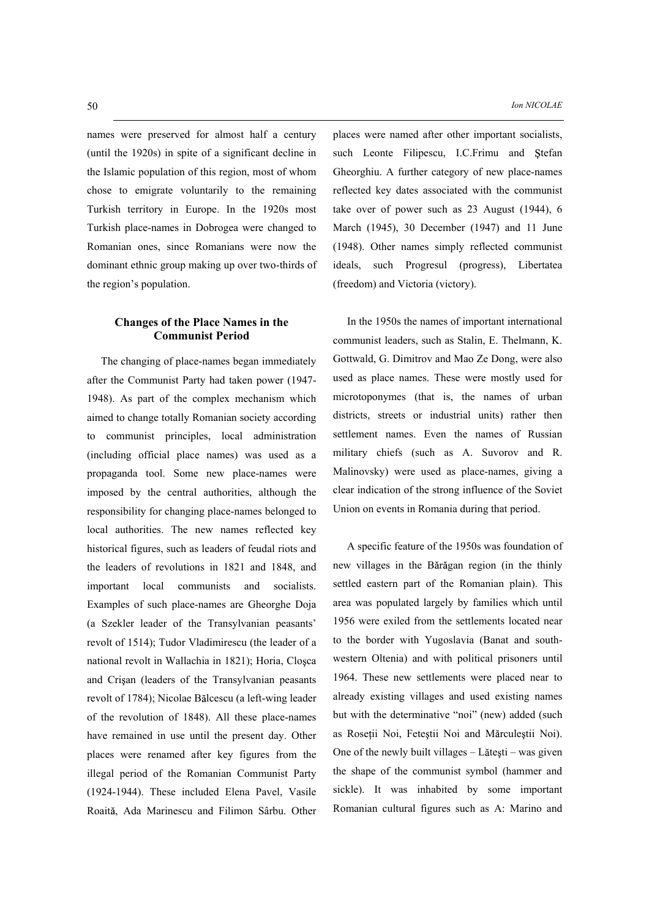names were preserved for almost half a century (until the 1920s) in spite of a significant decline in the Islamic population of this region, most of whom chose to emigrate voluntarily to the remaining Turkish territory in Europe. In the 1920s most Turkish place-names in Dobrogea were changed to Romanian ones, since Romanians were now the dominant ethnic group making up over two-thirds of the region's population.

## Changes of the Place Names in the Communist Period

The changing of place-names began immediately after the Communist Party had taken power (1947-1948). As part of the complex mechanism which aimed to change totally Romanian society according to communist principles, local administration (including official place names) was used as a propaganda tool. Some new place-names were imposed by the central authorities, although the responsibility for changing place-names belonged to local authorities. The new names reflected key historical figures, such as leaders of feudal riots and the leaders of revolutions in 1821 and 1848, and important local communists and socialists. Examples of such place-names are Gheorghe Doja (a Szekler leader of the Transylvanian peasants' revolt of 1514); Tudor Vladimirescu (the leader of a national revolt in Wallachia in 1821); Horia, Cloşca and Crişan (leaders of the Transylvanian peasants revolt of 1784); Nicolae Bălcescu (a left-wing leader of the revolution of 1848). All these place-names have remained in use until the present day. Other places were renamed after key figures from the illegal period of the Romanian Communist Party (1924-1944). These included Elena Pavel, Vasile Roaită, Ada Marinescu and Filimon Sârbu. Other places were named after other important socialists, such Leonte Filipescu, I.C.Frimu and Ştefan Gheorghiu. A further category of new place-names reflected key dates associated with the communist take over of power such as 23 August (1944), 6 March (1945), 30 December (1947) and 11 June (1948). Other names simply reflected communist ideals, such Progresul (progress), Libertatea (freedom) and Victoria (victory).

In the 1950s the names of important international communist leaders, such as Stalin, E. Thelmann, K. Gottwald, G. Dimitrov and Mao Ze Dong, were also used as place names. These were mostly used for microtoponymes (that is, the names of urban districts, streets or industrial units) rather then settlement names. Even the names of Russian military chiefs (such as A. Suvorov and R. Malinovsky) were used as place-names, giving a clear indication of the strong influence of the Soviet Union on events in Romania during that period.

A specific feature of the 1950s was foundation of new villages in the Bărăgan region (in the thinly settled eastern part of the Romanian plain). This area was populated largely by families which until 1956 were exiled from the settlements located near to the border with Yugoslavia (Banat and south-western Oltenia) and with political prisoners until 1964. These new settlements were placed near to already existing villages and used existing names but with the determinative "noi" (new) added (such as Roseţii Noi, Feteştii Noi and Mărculeştii Noi). One of the newly built villages – Lăteşti – was given the shape of the communist symbol (hammer and sickle). It was inhabited by some important Romanian cultural figures such as A: Marino and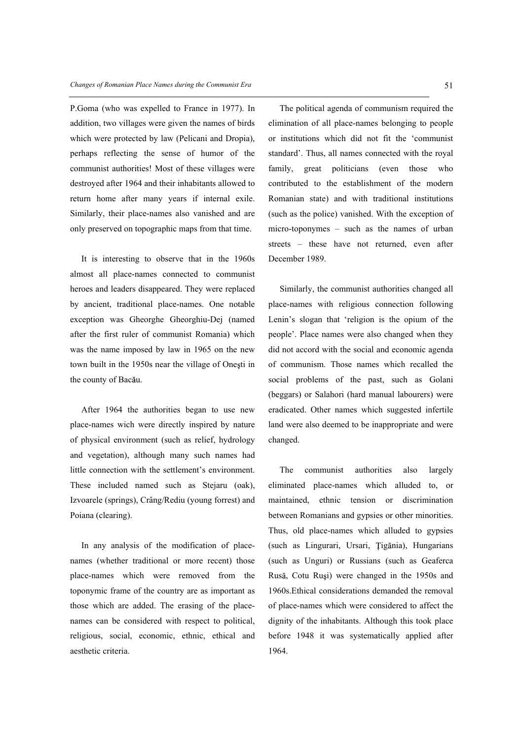P.Goma (who was expelled to France in 1977). In addition, two villages were given the names of birds which were protected by law (Pelicani and Dropia), perhaps reflecting the sense of humor of the communist authorities! Most of these villages were destroyed after 1964 and their inhabitants allowed to return home after many years if internal exile. Similarly, their place-names also vanished and are only preserved on topographic maps from that time.

It is interesting to observe that in the 1960s almost all place-names connected to communist heroes and leaders disappeared. They were replaced by ancient, traditional place-names. One notable exception was Gheorghe Gheorghiu-Dej (named after the first ruler of communist Romania) which was the name imposed by law in 1965 on the new town built in the 1950s near the village of Oneşti in the county of Bacău.

After 1964 the authorities began to use new place-names wich were directly inspired by nature of physical environment (such as relief, hydrology and vegetation), although many such names had little connection with the settlement's environment. These included named such as Stejaru (oak), Izvoarele (springs), Crâng/Rediu (young forrest) and Poiana (clearing).

In any analysis of the modification of place-names (whether traditional or more recent) those place-names which were removed from the toponymic frame of the country are as important as those which are added. The erasing of the place-names can be considered with respect to political, religious, social, economic, ethnic, ethical and aesthetic criteria.

The political agenda of communism required the elimination of all place-names belonging to people or institutions which did not fit the 'communist standard'. Thus, all names connected with the royal family, great politicians (even those who contributed to the establishment of the modern Romanian state) and with traditional institutions (such as the police) vanished. With the exception of micro-toponymes – such as the names of urban streets – these have not returned, even after December 1989.

Similarly, the communist authorities changed all place-names with religious connection following Lenin's slogan that 'religion is the opium of the people'. Place names were also changed when they did not accord with the social and economic agenda of communism. Those names which recalled the social problems of the past, such as Golani (beggars) or Salahori (hard manual labourers) were eradicated. Other names which suggested infertile land were also deemed to be inappropriate and were changed.

The communist authorities also largely eliminated place-names which alluded to, or maintained, ethnic tension or discrimination between Romanians and gypsies or other minorities. Thus, old place-names which alluded to gypsies (such as Lingurari, Ursari, Ţigănia), Hungarians (such as Unguri) or Russians (such as Geaferca Rusă, Cotu Ruşi) were changed in the 1950s and 1960s.Ethical considerations demanded the removal of place-names which were considered to affect the dignity of the inhabitants. Although this took place before 1948 it was systematically applied after 1964.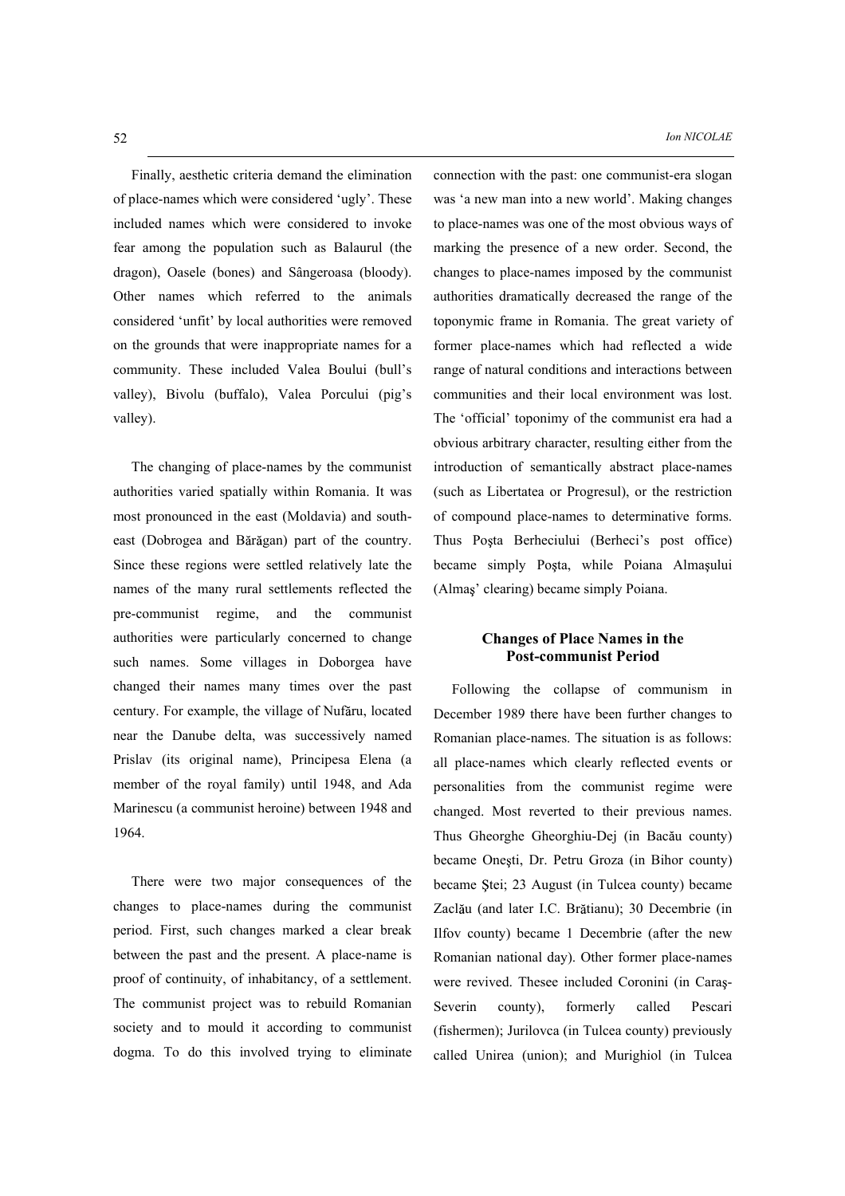Finally, aesthetic criteria demand the elimination of place-names which were considered 'ugly'. These included names which were considered to invoke fear among the population such as Balaurul (the dragon), Oasele (bones) and Sângeroasa (bloody). Other names which referred to the animals considered 'unfit' by local authorities were removed on the grounds that were inappropriate names for a community. These included Valea Boului (bull's valley), Bivolu (buffalo), Valea Porcului (pig's valley).

The changing of place-names by the communist authorities varied spatially within Romania. It was most pronounced in the east (Moldavia) and south-east (Dobrogea and Bărăgan) part of the country. Since these regions were settled relatively late the names of the many rural settlements reflected the pre-communist regime, and the communist authorities were particularly concerned to change such names. Some villages in Doborgea have changed their names many times over the past century. For example, the village of Nufăru, located near the Danube delta, was successively named Prislav (its original name), Principesa Elena (a member of the royal family) until 1948, and Ada Marinescu (a communist heroine) between 1948 and 1964.

There were two major consequences of the changes to place-names during the communist period. First, such changes marked a clear break between the past and the present. A place-name is proof of continuity, of inhabitancy, of a settlement. The communist project was to rebuild Romanian society and to mould it according to communist dogma. To do this involved trying to eliminate connection with the past: one communist-era slogan was 'a new man into a new world'. Making changes to place-names was one of the most obvious ways of marking the presence of a new order. Second, the changes to place-names imposed by the communist authorities dramatically decreased the range of the toponymic frame in Romania. The great variety of former place-names which had reflected a wide range of natural conditions and interactions between communities and their local environment was lost. The 'official' toponymy of the communist era had a obvious arbitrary character, resulting either from the introduction of semantically abstract place-names (such as Libertatea or Progresul), or the restriction of compound place-names to determinative forms. Thus Poşta Berheciului (Berheci's post office) became simply Poşta, while Poiana Almaşului (Almaş' clearing) became simply Poiana.

## Changes of Place Names in the Post-communist Period

Following the collapse of communism in December 1989 there have been further changes to Romanian place-names. The situation is as follows: all place-names which clearly reflected events or personalities from the communist regime were changed. Most reverted to their previous names. Thus Gheorghe Gheorghiu-Dej (in Bacău county) became Oneşti, Dr. Petru Groza (in Bihor county) became Ştei; 23 August (in Tulcea county) became Zaclău (and later I.C. Brătianu); 30 Decembrie (in Ilfov county) became 1 Decembrie (after the new Romanian national day). Other former place-names were revived. Thesee included Coronini (in Caraş-Severin county), formerly called Pescari (fishermen); Jurilovca (in Tulcea county) previously called Unirea (union); and Murighiol (in Tulcea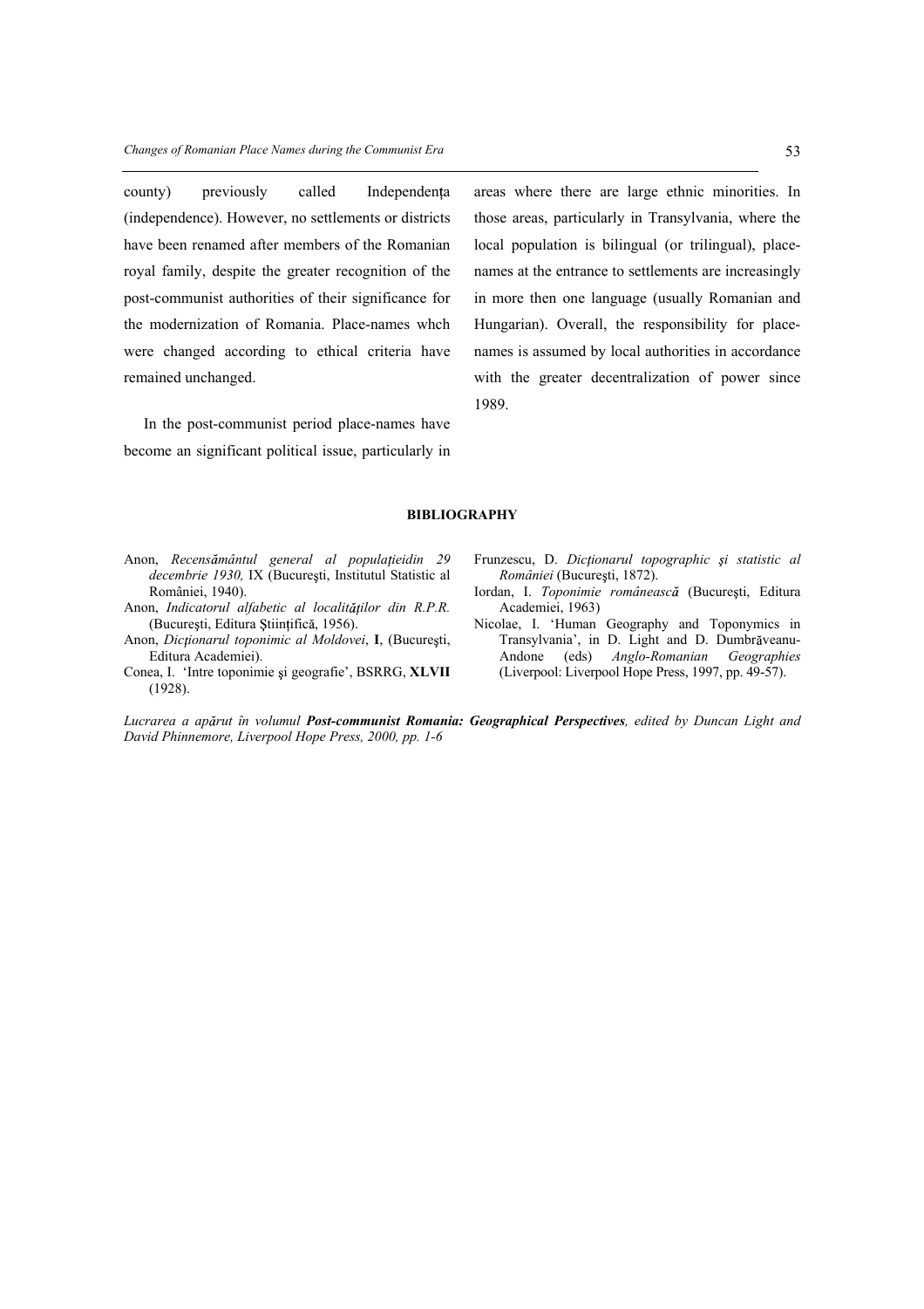county) previously called Independenţa (independence). However, no settlements or districts have been renamed after members of the Romanian royal family, despite the greater recognition of the post-communist authorities of their significance for the modernization of Romania. Place-names whch were changed according to ethical criteria have remained unchanged.

In the post-communist period place-names have become an significant political issue, particularly in areas where there are large ethnic minorities. In those areas, particularly in Transylvania, where the local population is bilingual (or trilingual), place-names at the entrance to settlements are increasingly in more then one language (usually Romanian and Hungarian). Overall, the responsibility for place-names is assumed by local authorities in accordance with the greater decentralization of power since 1989.

## BIBLIOGRAPHY

Anon, *Recensământul general al populaţieidin 29 decembrie 1930,* IX (Bucureşti, Institutul Statistic al României, 1940).

Anon, *Indicatorul alfabetic al localităţilor din R.P.R.* (Bucureşti, Editura Ştiinţifică, 1956).

Anon, *Dicţionarul toponimic al Moldovei*, **I**, (Bucureşti, Editura Academiei).

Conea, I. 'Intre toponimie şi geografie', BSRRG, **XLVII** (1928).

Frunzescu, D. *Dicţionarul topographic şi statistic al României* (Bucureşti, 1872).

Iordan, I. *Toponimie românească* (Bucureşti, Editura Academiei, 1963)

Nicolae, I. 'Human Geography and Toponymics in Transylvania', in D. Light and D. Dumbrăveanu-Andone (eds) *Anglo-Romanian Geographies* (Liverpool: Liverpool Hope Press, 1997, pp. 49-57).

*Lucrarea a apărut în volumul **Post-communist Romania: Geographical Perspectives**, edited by Duncan Light and David Phinnemore, Liverpool Hope Press, 2000, pp. 1-6*